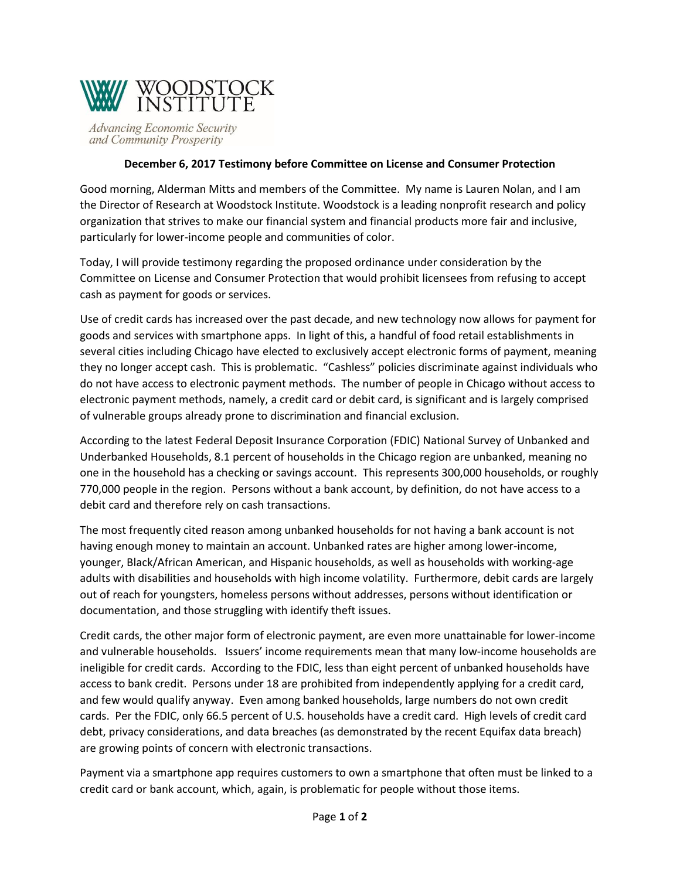WOODSTOCK INSTITUTE

*Advancing Economic Security and Community Prosperity*

**December 6, 2017 Testimony before Committee on License and Consumer Protection**

Good morning, Alderman Mitts and members of the Committee. My name is Lauren Nolan, and I am the Director of Research at Woodstock Institute. Woodstock is a leading nonprofit research and policy organization that strives to make our financial system and financial products more fair and inclusive, particularly for lower-income people and communities of color.

Today, I will provide testimony regarding the proposed ordinance under consideration by the Committee on License and Consumer Protection that would prohibit licensees from refusing to accept cash as payment for goods or services.

Use of credit cards has increased over the past decade, and new technology now allows for payment for goods and services with smartphone apps. In light of this, a handful of food retail establishments in several cities including Chicago have elected to exclusively accept electronic forms of payment, meaning they no longer accept cash. This is problematic. "Cashless" policies discriminate against individuals who do not have access to electronic payment methods. The number of people in Chicago without access to electronic payment methods, namely, a credit card or debit card, is significant and is largely comprised of vulnerable groups already prone to discrimination and financial exclusion.

According to the latest Federal Deposit Insurance Corporation (FDIC) National Survey of Unbanked and Underbanked Households, 8.1 percent of households in the Chicago region are unbanked, meaning no one in the household has a checking or savings account. This represents 300,000 households, or roughly 770,000 people in the region. Persons without a bank account, by definition, do not have access to a debit card and therefore rely on cash transactions.

The most frequently cited reason among unbanked households for not having a bank account is not having enough money to maintain an account. Unbanked rates are higher among lower-income, younger, Black/African American, and Hispanic households, as well as households with working-age adults with disabilities and households with high income volatility. Furthermore, debit cards are largely out of reach for youngsters, homeless persons without addresses, persons without identification or documentation, and those struggling with identify theft issues.

Credit cards, the other major form of electronic payment, are even more unattainable for lower-income and vulnerable households. Issuers' income requirements mean that many low-income households are ineligible for credit cards. According to the FDIC, less than eight percent of unbanked households have access to bank credit. Persons under 18 are prohibited from independently applying for a credit card, and few would qualify anyway. Even among banked households, large numbers do not own credit cards. Per the FDIC, only 66.5 percent of U.S. households have a credit card. High levels of credit card debt, privacy considerations, and data breaches (as demonstrated by the recent Equifax data breach) are growing points of concern with electronic transactions.

Payment via a smartphone app requires customers to own a smartphone that often must be linked to a credit card or bank account, which, again, is problematic for people without those items.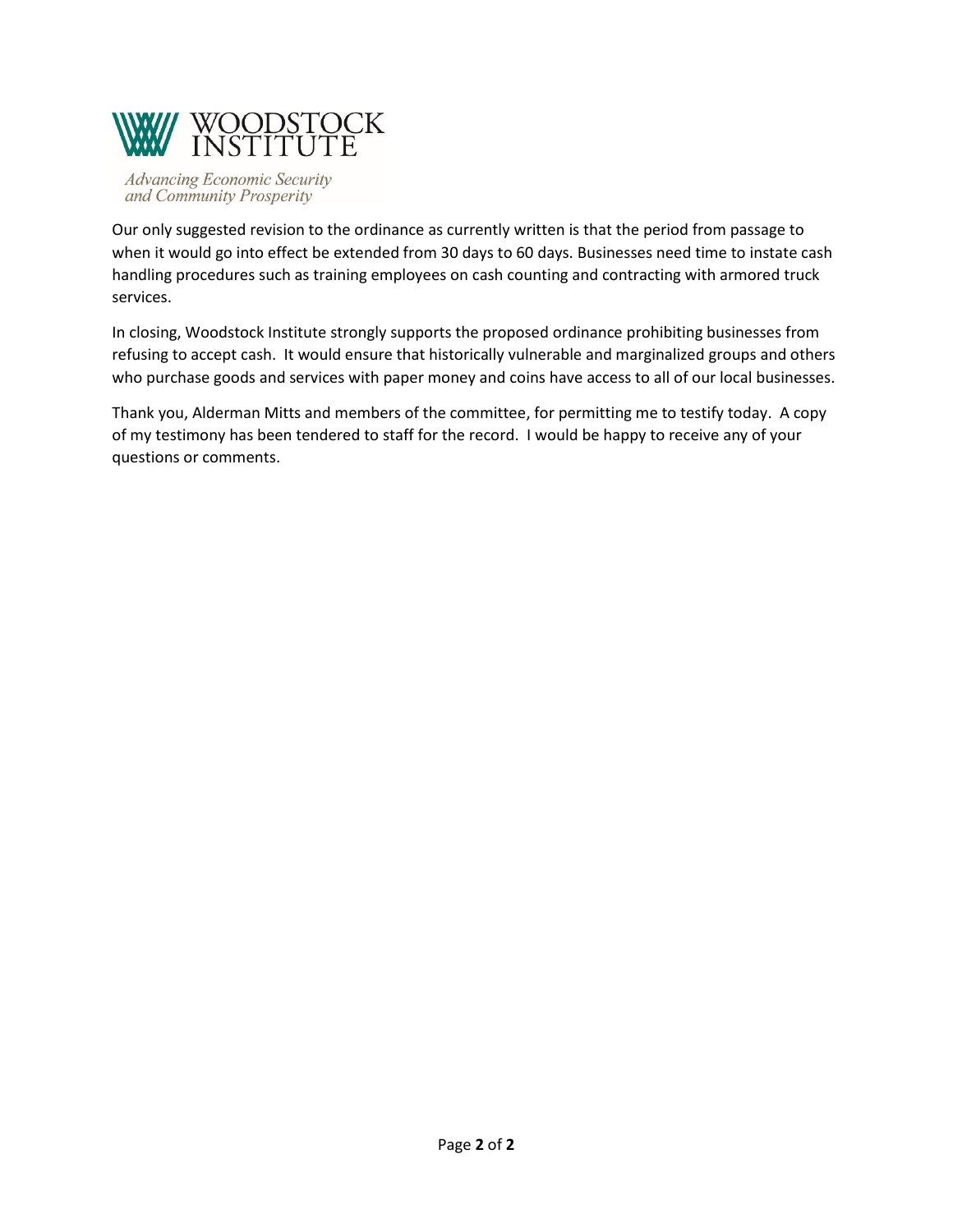Our only suggested revision to the ordinance as currently written is that the period from passage to when it would go into effect be extended from 30 days to 60 days. Businesses need time to instate cash handling procedures such as training employees on cash counting and contracting with armored truck services.

In closing, Woodstock Institute strongly supports the proposed ordinance prohibiting businesses from refusing to accept cash. It would ensure that historically vulnerable and marginalized groups and others who purchase goods and services with paper money and coins have access to all of our local businesses.

Thank you, Alderman Mitts and members of the committee, for permitting me to testify today. A copy of my testimony has been tendered to staff for the record. I would be happy to receive any of your questions or comments.